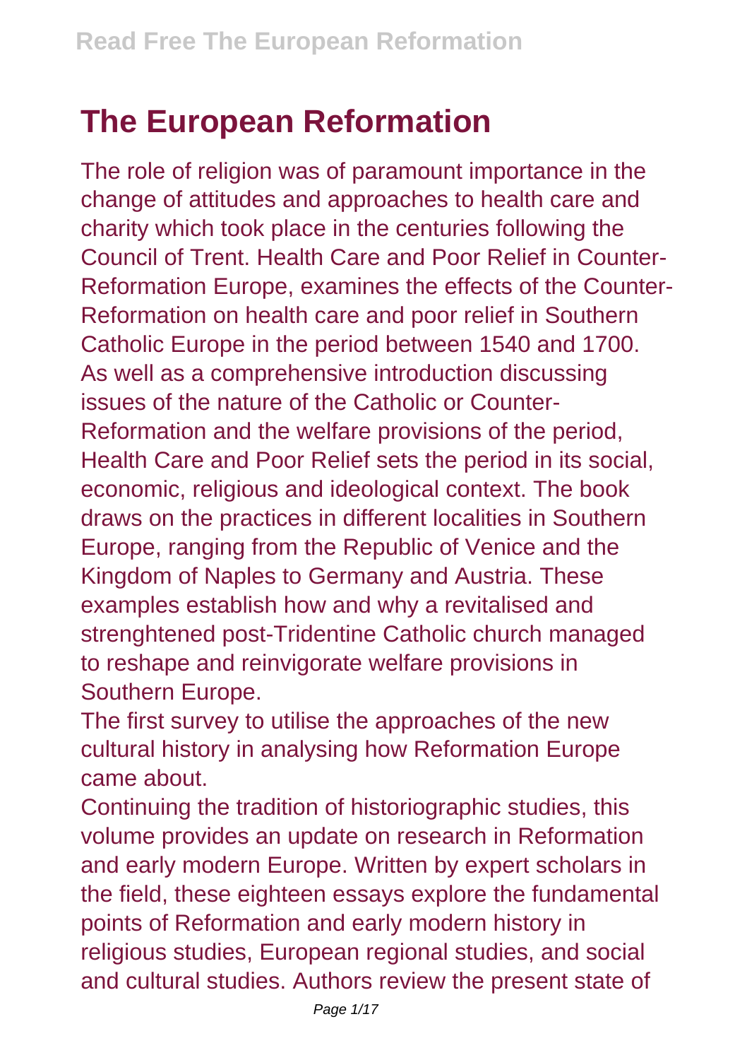# The European Reformation

The role of religion was of paramount importance in the change of attitudes and approaches to health care and charity which took place in the centuries following the Council of Trent. Health Care and Poor Relief in Counter-Reformation Europe, examines the effects of the Counter-Reformation on health care and poor relief in Southern Catholic Europe in the period between 1540 and 1700. As well as a comprehensive introduction discussing issues of the nature of the Catholic or Counter-Reformation and the welfare provisions of the period, Health Care and Poor Relief sets the period in its social, economic, religious and ideological context. The book draws on the practices in different localities in Southern Europe, ranging from the Republic of Venice and the Kingdom of Naples to Germany and Austria. These examples establish how and why a revitalised and strenghtened post-Tridentine Catholic church managed to reshape and reinvigorate welfare provisions in Southern Europe.

The first survey to utilise the approaches of the new cultural history in analysing how Reformation Europe came about.

Continuing the tradition of historiographic studies, this volume provides an update on research in Reformation and early modern Europe. Written by expert scholars in the field, these eighteen essays explore the fundamental points of Reformation and early modern history in religious studies, European regional studies, and social and cultural studies. Authors review the present state of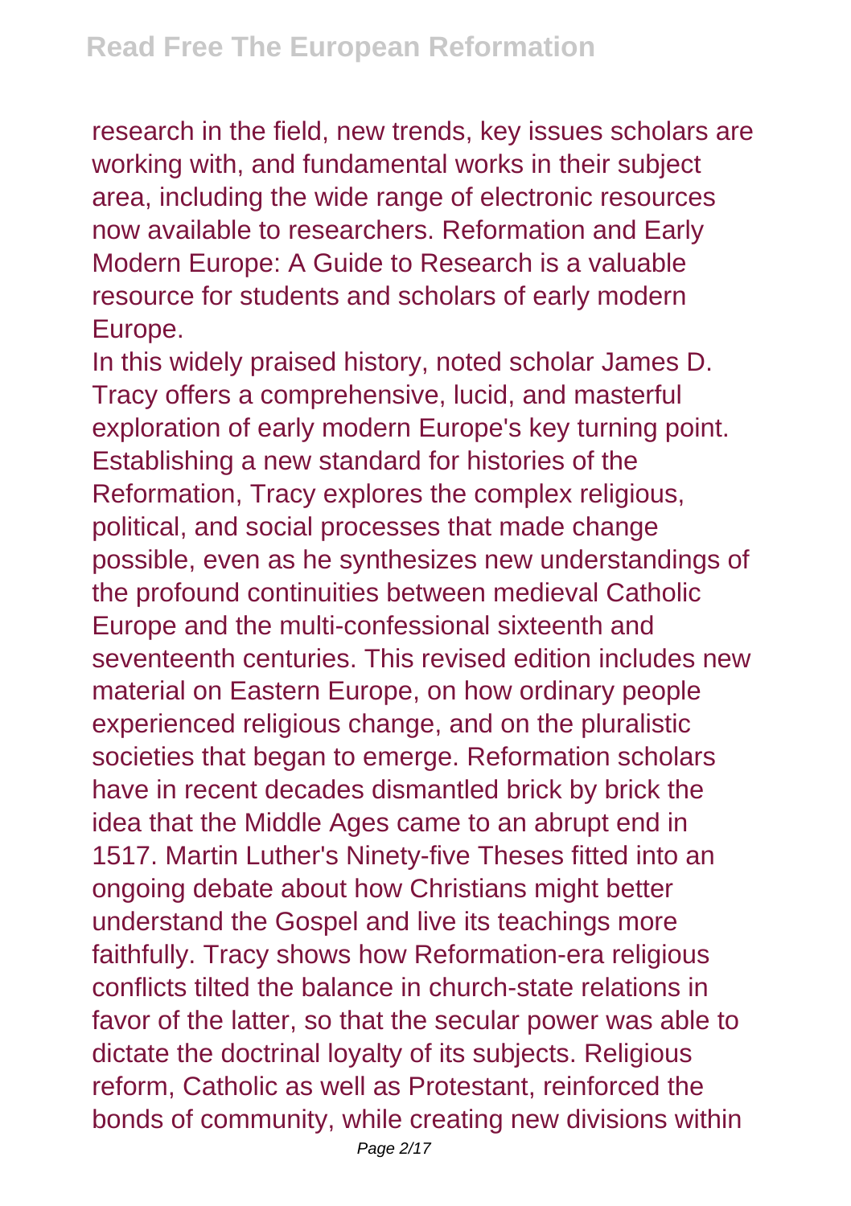research in the field, new trends, key issues scholars are working with, and fundamental works in their subject area, including the wide range of electronic resources now available to researchers. Reformation and Early Modern Europe: A Guide to Research is a valuable resource for students and scholars of early modern Europe.

In this widely praised history, noted scholar James D. Tracy offers a comprehensive, lucid, and masterful exploration of early modern Europe's key turning point. Establishing a new standard for histories of the Reformation, Tracy explores the complex religious, political, and social processes that made change possible, even as he synthesizes new understandings of the profound continuities between medieval Catholic Europe and the multi-confessional sixteenth and seventeenth centuries. This revised edition includes new material on Eastern Europe, on how ordinary people experienced religious change, and on the pluralistic societies that began to emerge. Reformation scholars have in recent decades dismantled brick by brick the idea that the Middle Ages came to an abrupt end in 1517. Martin Luther's Ninety-five Theses fitted into an ongoing debate about how Christians might better understand the Gospel and live its teachings more faithfully. Tracy shows how Reformation-era religious conflicts tilted the balance in church-state relations in favor of the latter, so that the secular power was able to dictate the doctrinal loyalty of its subjects. Religious reform, Catholic as well as Protestant, reinforced the bonds of community, while creating new divisions within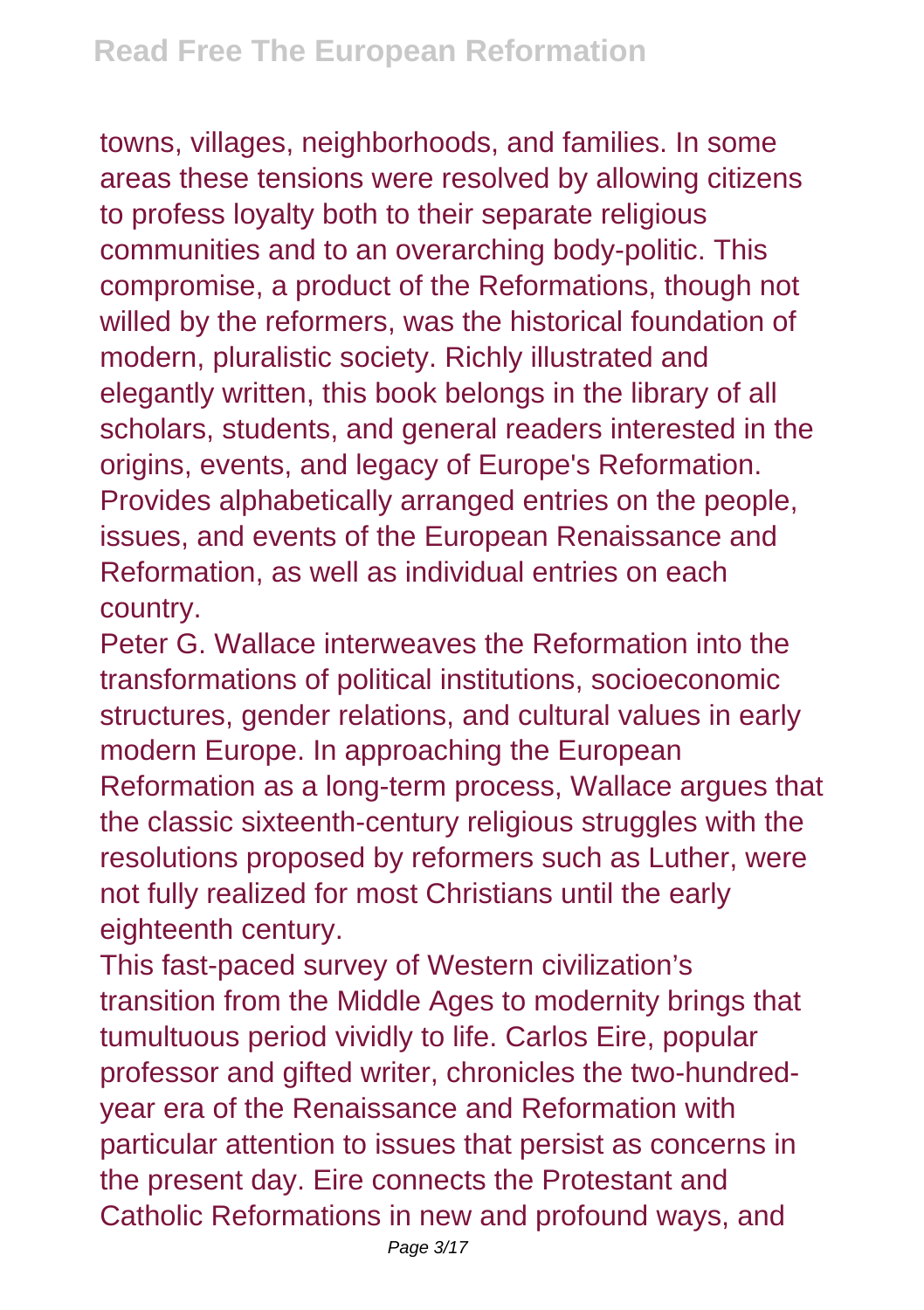towns, villages, neighborhoods, and families. In some areas these tensions were resolved by allowing citizens to profess loyalty both to their separate religious communities and to an overarching body-politic. This compromise, a product of the Reformations, though not willed by the reformers, was the historical foundation of modern, pluralistic society. Richly illustrated and elegantly written, this book belongs in the library of all scholars, students, and general readers interested in the origins, events, and legacy of Europe's Reformation.
Provides alphabetically arranged entries on the people, issues, and events of the European Renaissance and Reformation, as well as individual entries on each country.

Peter G. Wallace interweaves the Reformation into the transformations of political institutions, socioeconomic structures, gender relations, and cultural values in early modern Europe. In approaching the European Reformation as a long-term process, Wallace argues that the classic sixteenth-century religious struggles with the resolutions proposed by reformers such as Luther, were not fully realized for most Christians until the early eighteenth century.

This fast-paced survey of Western civilization's transition from the Middle Ages to modernity brings that tumultuous period vividly to life. Carlos Eire, popular professor and gifted writer, chronicles the two-hundred-year era of the Renaissance and Reformation with particular attention to issues that persist as concerns in the present day. Eire connects the Protestant and Catholic Reformations in new and profound ways, and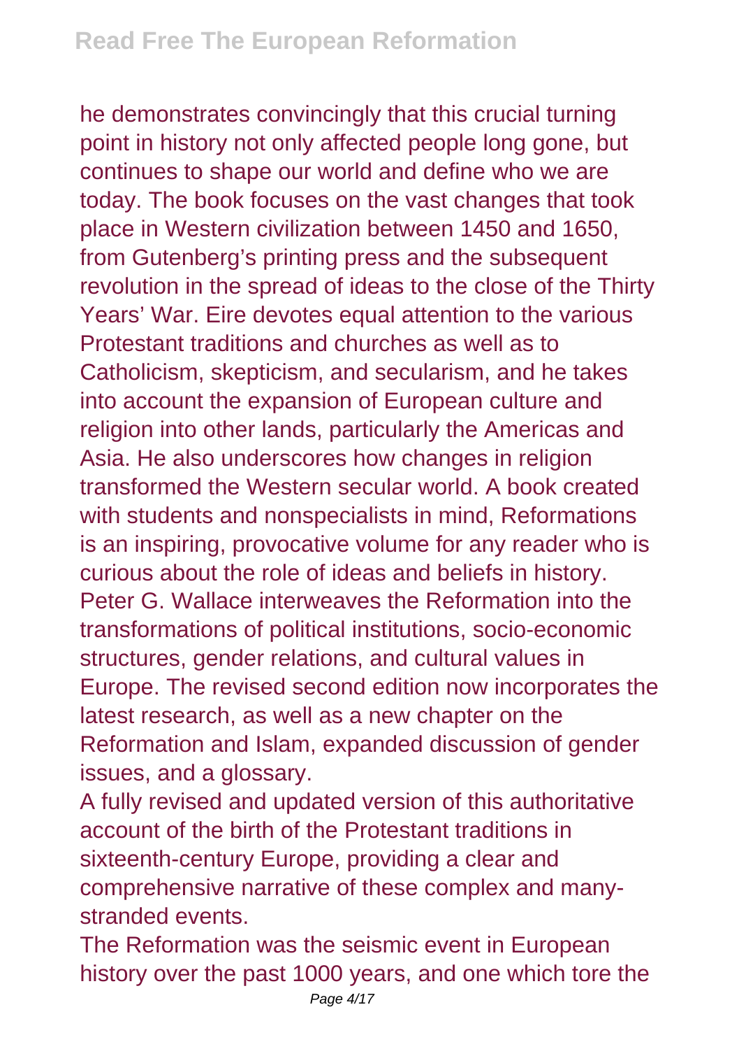he demonstrates convincingly that this crucial turning point in history not only affected people long gone, but continues to shape our world and define who we are today. The book focuses on the vast changes that took place in Western civilization between 1450 and 1650, from Gutenberg's printing press and the subsequent revolution in the spread of ideas to the close of the Thirty Years' War. Eire devotes equal attention to the various Protestant traditions and churches as well as to Catholicism, skepticism, and secularism, and he takes into account the expansion of European culture and religion into other lands, particularly the Americas and Asia. He also underscores how changes in religion transformed the Western secular world. A book created with students and nonspecialists in mind, Reformations is an inspiring, provocative volume for any reader who is curious about the role of ideas and beliefs in history.

Peter G. Wallace interweaves the Reformation into the transformations of political institutions, socio-economic structures, gender relations, and cultural values in Europe. The revised second edition now incorporates the latest research, as well as a new chapter on the Reformation and Islam, expanded discussion of gender issues, and a glossary.

A fully revised and updated version of this authoritative account of the birth of the Protestant traditions in sixteenth-century Europe, providing a clear and comprehensive narrative of these complex and many-stranded events.

The Reformation was the seismic event in European history over the past 1000 years, and one which tore the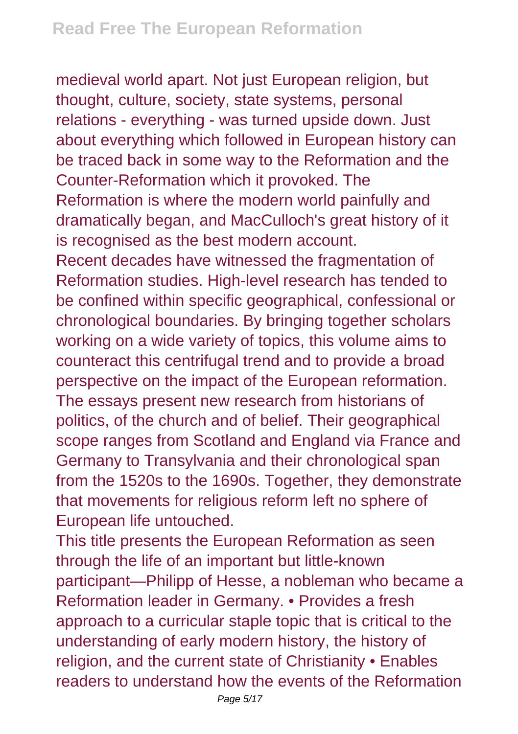medieval world apart. Not just European religion, but thought, culture, society, state systems, personal relations - everything - was turned upside down. Just about everything which followed in European history can be traced back in some way to the Reformation and the Counter-Reformation which it provoked. The Reformation is where the modern world painfully and dramatically began, and MacCulloch's great history of it is recognised as the best modern account.

Recent decades have witnessed the fragmentation of Reformation studies. High-level research has tended to be confined within specific geographical, confessional or chronological boundaries. By bringing together scholars working on a wide variety of topics, this volume aims to counteract this centrifugal trend and to provide a broad perspective on the impact of the European reformation. The essays present new research from historians of politics, of the church and of belief. Their geographical scope ranges from Scotland and England via France and Germany to Transylvania and their chronological span from the 1520s to the 1690s. Together, they demonstrate that movements for religious reform left no sphere of European life untouched.

This title presents the European Reformation as seen through the life of an important but little-known participant—Philipp of Hesse, a nobleman who became a Reformation leader in Germany. • Provides a fresh approach to a curricular staple topic that is critical to the understanding of early modern history, the history of religion, and the current state of Christianity • Enables readers to understand how the events of the Reformation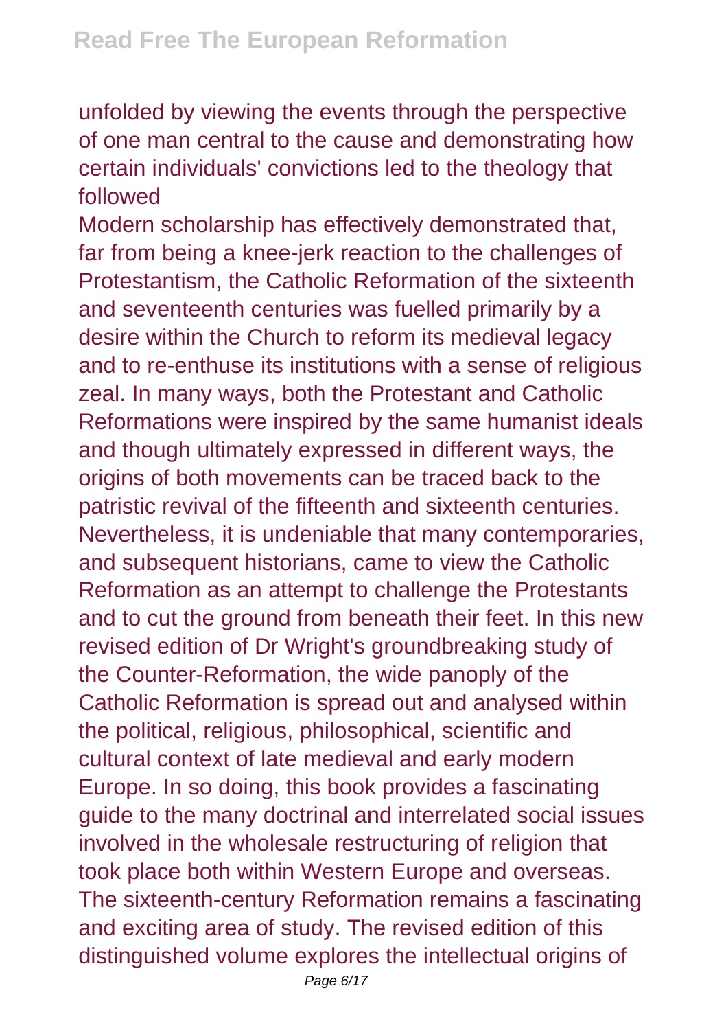unfolded by viewing the events through the perspective of one man central to the cause and demonstrating how certain individuals' convictions led to the theology that followed

Modern scholarship has effectively demonstrated that, far from being a knee-jerk reaction to the challenges of Protestantism, the Catholic Reformation of the sixteenth and seventeenth centuries was fuelled primarily by a desire within the Church to reform its medieval legacy and to re-enthuse its institutions with a sense of religious zeal. In many ways, both the Protestant and Catholic Reformations were inspired by the same humanist ideals and though ultimately expressed in different ways, the origins of both movements can be traced back to the patristic revival of the fifteenth and sixteenth centuries. Nevertheless, it is undeniable that many contemporaries, and subsequent historians, came to view the Catholic Reformation as an attempt to challenge the Protestants and to cut the ground from beneath their feet. In this new revised edition of Dr Wright's groundbreaking study of the Counter-Reformation, the wide panoply of the Catholic Reformation is spread out and analysed within the political, religious, philosophical, scientific and cultural context of late medieval and early modern Europe. In so doing, this book provides a fascinating guide to the many doctrinal and interrelated social issues involved in the wholesale restructuring of religion that took place both within Western Europe and overseas.

The sixteenth-century Reformation remains a fascinating and exciting area of study. The revised edition of this distinguished volume explores the intellectual origins of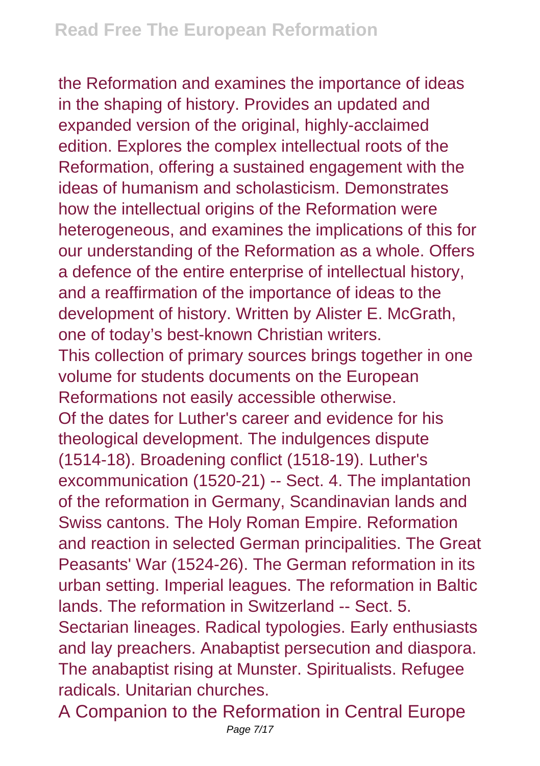the Reformation and examines the importance of ideas in the shaping of history. Provides an updated and expanded version of the original, highly-acclaimed edition. Explores the complex intellectual roots of the Reformation, offering a sustained engagement with the ideas of humanism and scholasticism. Demonstrates how the intellectual origins of the Reformation were heterogeneous, and examines the implications of this for our understanding of the Reformation as a whole. Offers a defence of the entire enterprise of intellectual history, and a reaffirmation of the importance of ideas to the development of history. Written by Alister E. McGrath, one of today's best-known Christian writers.

This collection of primary sources brings together in one volume for students documents on the European Reformations not easily accessible otherwise.

Of the dates for Luther's career and evidence for his theological development. The indulgences dispute (1514-18). Broadening conflict (1518-19). Luther's excommunication (1520-21) -- Sect. 4. The implantation of the reformation in Germany, Scandinavian lands and Swiss cantons. The Holy Roman Empire. Reformation and reaction in selected German principalities. The Great Peasants' War (1524-26). The German reformation in its urban setting. Imperial leagues. The reformation in Baltic lands. The reformation in Switzerland -- Sect. 5. Sectarian lineages. Radical typologies. Early enthusiasts and lay preachers. Anabaptist persecution and diaspora. The anabaptist rising at Munster. Spiritualists. Refugee radicals. Unitarian churches.

A Companion to the Reformation in Central Europe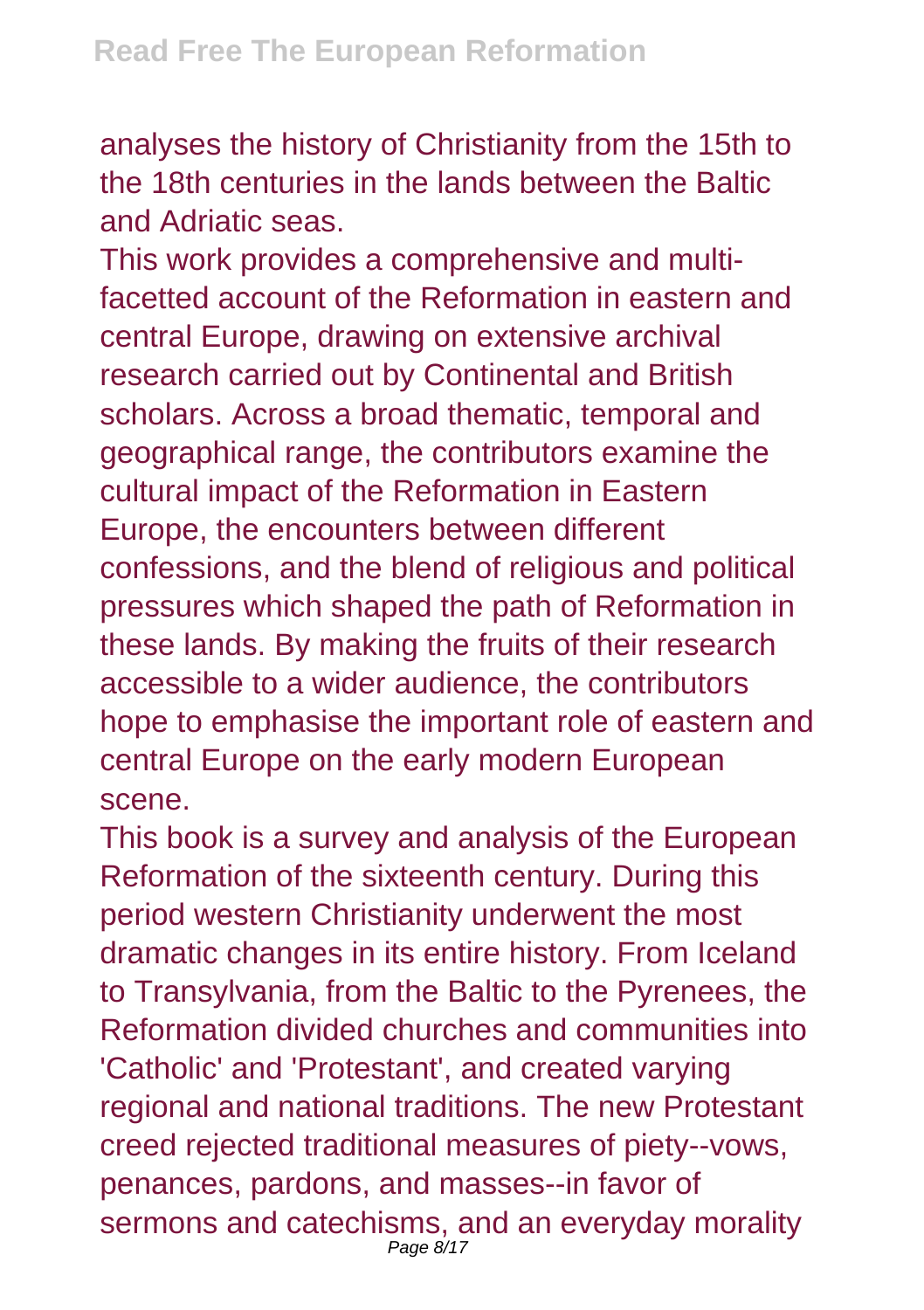analyses the history of Christianity from the 15th to the 18th centuries in the lands between the Baltic and Adriatic seas.

This work provides a comprehensive and multi-facetted account of the Reformation in eastern and central Europe, drawing on extensive archival research carried out by Continental and British scholars. Across a broad thematic, temporal and geographical range, the contributors examine the cultural impact of the Reformation in Eastern Europe, the encounters between different confessions, and the blend of religious and political pressures which shaped the path of Reformation in these lands. By making the fruits of their research accessible to a wider audience, the contributors hope to emphasise the important role of eastern and central Europe on the early modern European scene.

This book is a survey and analysis of the European Reformation of the sixteenth century. During this period western Christianity underwent the most dramatic changes in its entire history. From Iceland to Transylvania, from the Baltic to the Pyrenees, the Reformation divided churches and communities into 'Catholic' and 'Protestant', and created varying regional and national traditions. The new Protestant creed rejected traditional measures of piety--vows, penances, pardons, and masses--in favor of sermons and catechisms, and an everyday morality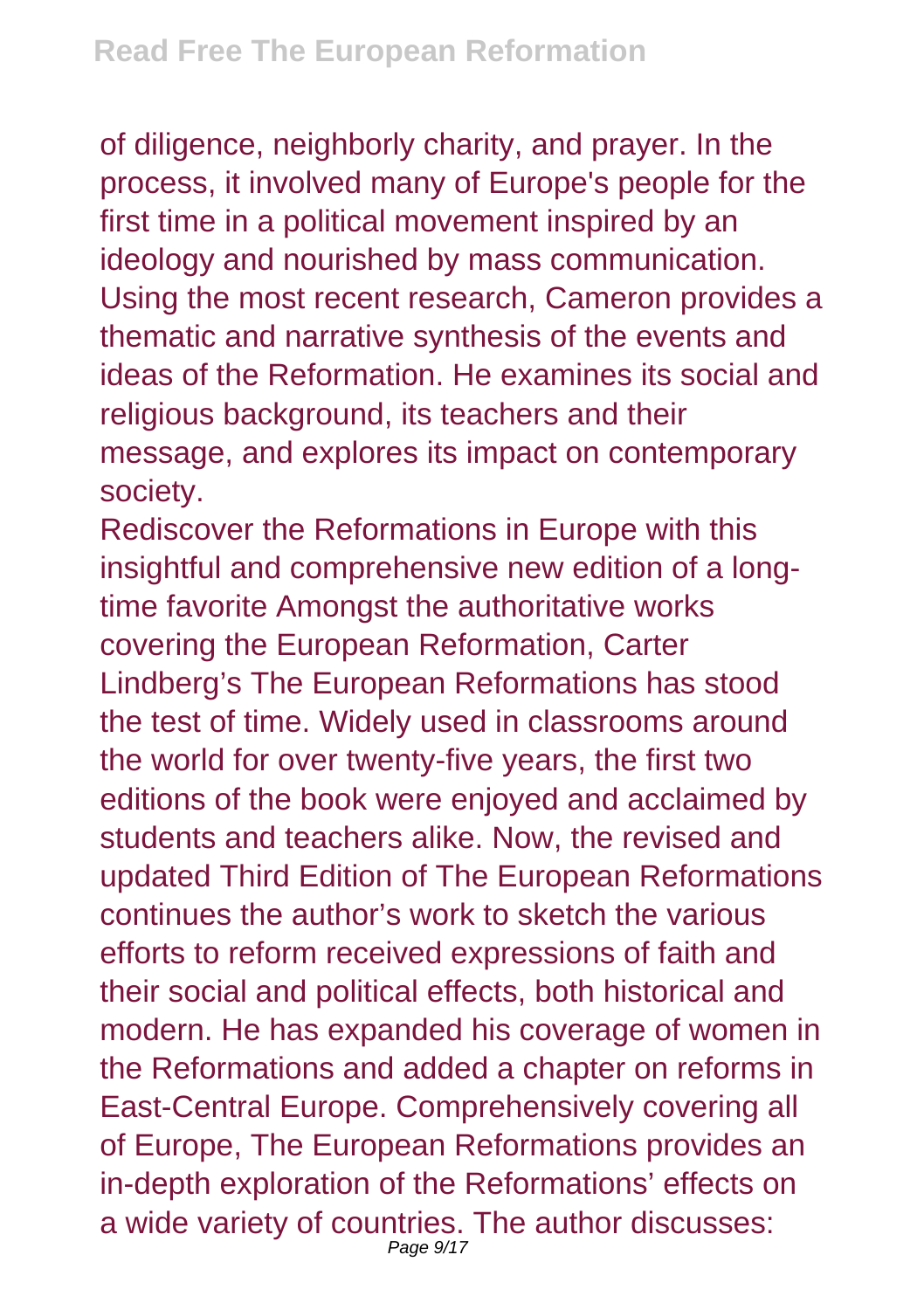of diligence, neighborly charity, and prayer. In the process, it involved many of Europe's people for the first time in a political movement inspired by an ideology and nourished by mass communication. Using the most recent research, Cameron provides a thematic and narrative synthesis of the events and ideas of the Reformation. He examines its social and religious background, its teachers and their message, and explores its impact on contemporary society.

Rediscover the Reformations in Europe with this insightful and comprehensive new edition of a long-time favorite Amongst the authoritative works covering the European Reformation, Carter Lindberg's The European Reformations has stood the test of time. Widely used in classrooms around the world for over twenty-five years, the first two editions of the book were enjoyed and acclaimed by students and teachers alike. Now, the revised and updated Third Edition of The European Reformations continues the author's work to sketch the various efforts to reform received expressions of faith and their social and political effects, both historical and modern. He has expanded his coverage of women in the Reformations and added a chapter on reforms in East-Central Europe. Comprehensively covering all of Europe, The European Reformations provides an in-depth exploration of the Reformations' effects on a wide variety of countries. The author discusses: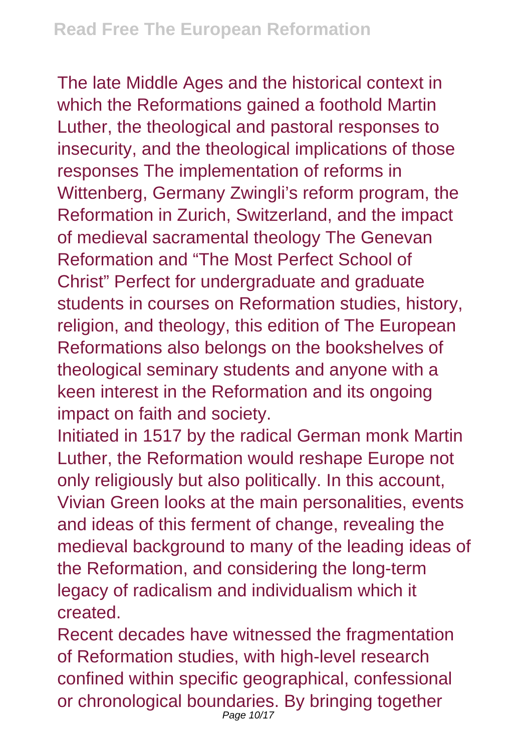The late Middle Ages and the historical context in which the Reformations gained a foothold Martin Luther, the theological and pastoral responses to insecurity, and the theological implications of those responses The implementation of reforms in Wittenberg, Germany Zwingli's reform program, the Reformation in Zurich, Switzerland, and the impact of medieval sacramental theology The Genevan Reformation and "The Most Perfect School of Christ" Perfect for undergraduate and graduate students in courses on Reformation studies, history, religion, and theology, this edition of The European Reformations also belongs on the bookshelves of theological seminary students and anyone with a keen interest in the Reformation and its ongoing impact on faith and society.

Initiated in 1517 by the radical German monk Martin Luther, the Reformation would reshape Europe not only religiously but also politically. In this account, Vivian Green looks at the main personalities, events and ideas of this ferment of change, revealing the medieval background to many of the leading ideas of the Reformation, and considering the long-term legacy of radicalism and individualism which it created.

Recent decades have witnessed the fragmentation of Reformation studies, with high-level research confined within specific geographical, confessional or chronological boundaries. By bringing together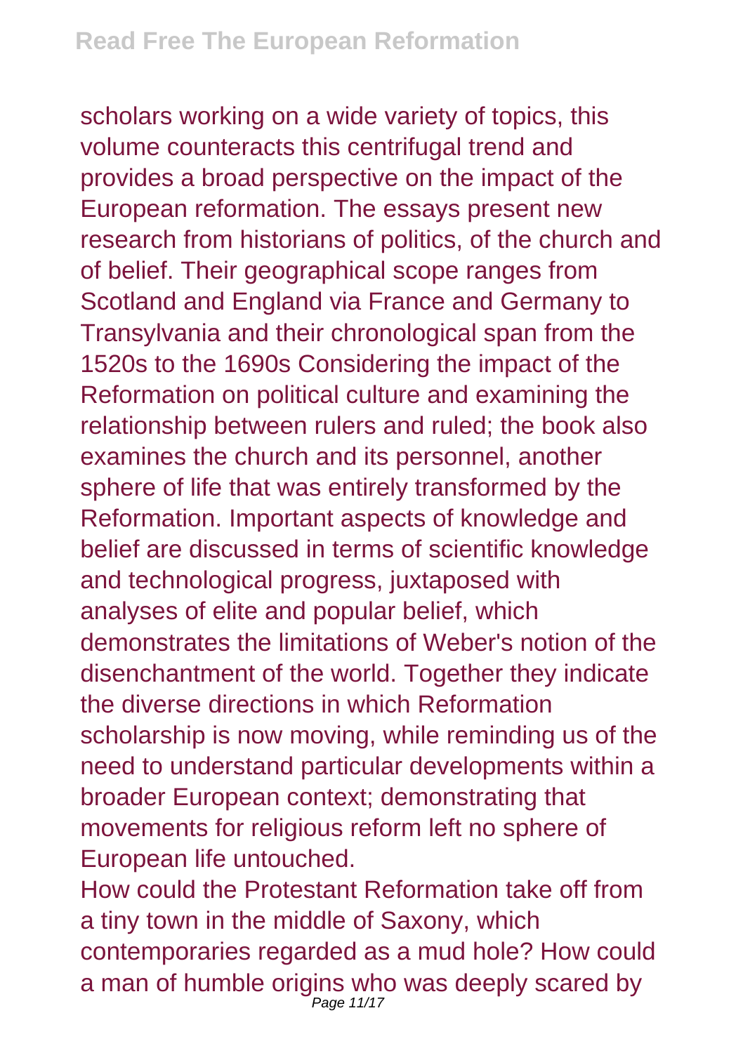scholars working on a wide variety of topics, this volume counteracts this centrifugal trend and provides a broad perspective on the impact of the European reformation. The essays present new research from historians of politics, of the church and of belief. Their geographical scope ranges from Scotland and England via France and Germany to Transylvania and their chronological span from the 1520s to the 1690s Considering the impact of the Reformation on political culture and examining the relationship between rulers and ruled; the book also examines the church and its personnel, another sphere of life that was entirely transformed by the Reformation. Important aspects of knowledge and belief are discussed in terms of scientific knowledge and technological progress, juxtaposed with analyses of elite and popular belief, which demonstrates the limitations of Weber's notion of the disenchantment of the world. Together they indicate the diverse directions in which Reformation scholarship is now moving, while reminding us of the need to understand particular developments within a broader European context; demonstrating that movements for religious reform left no sphere of European life untouched.

How could the Protestant Reformation take off from a tiny town in the middle of Saxony, which contemporaries regarded as a mud hole? How could a man of humble origins who was deeply scared by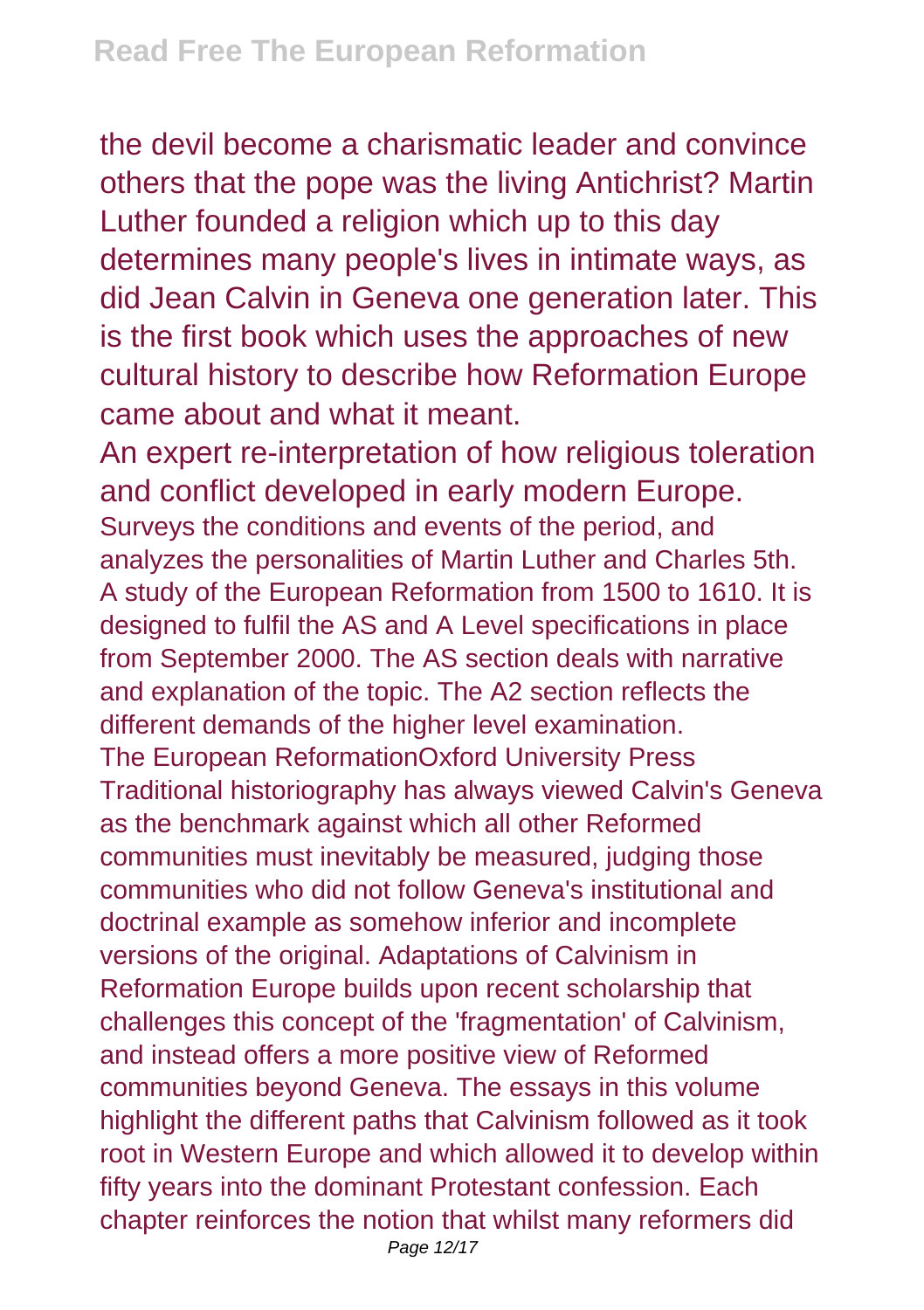the devil become a charismatic leader and convince others that the pope was the living Antichrist? Martin Luther founded a religion which up to this day determines many people's lives in intimate ways, as did Jean Calvin in Geneva one generation later. This is the first book which uses the approaches of new cultural history to describe how Reformation Europe came about and what it meant.

An expert re-interpretation of how religious toleration and conflict developed in early modern Europe.

Surveys the conditions and events of the period, and analyzes the personalities of Martin Luther and Charles 5th.

A study of the European Reformation from 1500 to 1610. It is designed to fulfil the AS and A Level specifications in place from September 2000. The AS section deals with narrative and explanation of the topic. The A2 section reflects the different demands of the higher level examination.

The European ReformationOxford University Press

Traditional historiography has always viewed Calvin's Geneva as the benchmark against which all other Reformed communities must inevitably be measured, judging those communities who did not follow Geneva's institutional and doctrinal example as somehow inferior and incomplete versions of the original. Adaptations of Calvinism in Reformation Europe builds upon recent scholarship that challenges this concept of the 'fragmentation' of Calvinism, and instead offers a more positive view of Reformed communities beyond Geneva. The essays in this volume highlight the different paths that Calvinism followed as it took root in Western Europe and which allowed it to develop within fifty years into the dominant Protestant confession. Each chapter reinforces the notion that whilst many reformers did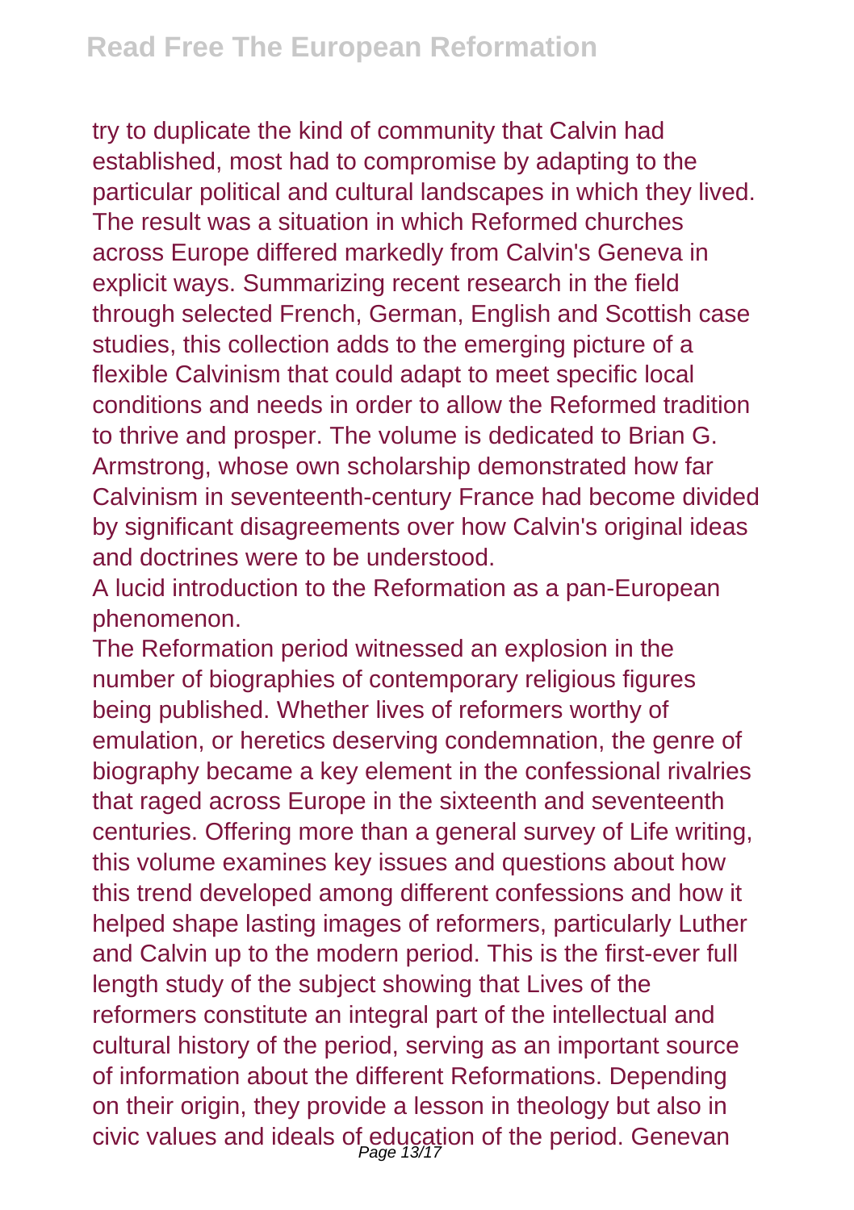try to duplicate the kind of community that Calvin had established, most had to compromise by adapting to the particular political and cultural landscapes in which they lived. The result was a situation in which Reformed churches across Europe differed markedly from Calvin's Geneva in explicit ways. Summarizing recent research in the field through selected French, German, English and Scottish case studies, this collection adds to the emerging picture of a flexible Calvinism that could adapt to meet specific local conditions and needs in order to allow the Reformed tradition to thrive and prosper. The volume is dedicated to Brian G. Armstrong, whose own scholarship demonstrated how far Calvinism in seventeenth-century France had become divided by significant disagreements over how Calvin's original ideas and doctrines were to be understood.

A lucid introduction to the Reformation as a pan-European phenomenon.

The Reformation period witnessed an explosion in the number of biographies of contemporary religious figures being published. Whether lives of reformers worthy of emulation, or heretics deserving condemnation, the genre of biography became a key element in the confessional rivalries that raged across Europe in the sixteenth and seventeenth centuries. Offering more than a general survey of Life writing, this volume examines key issues and questions about how this trend developed among different confessions and how it helped shape lasting images of reformers, particularly Luther and Calvin up to the modern period. This is the first-ever full length study of the subject showing that Lives of the reformers constitute an integral part of the intellectual and cultural history of the period, serving as an important source of information about the different Reformations. Depending on their origin, they provide a lesson in theology but also in civic values and ideals of education of the period. Genevan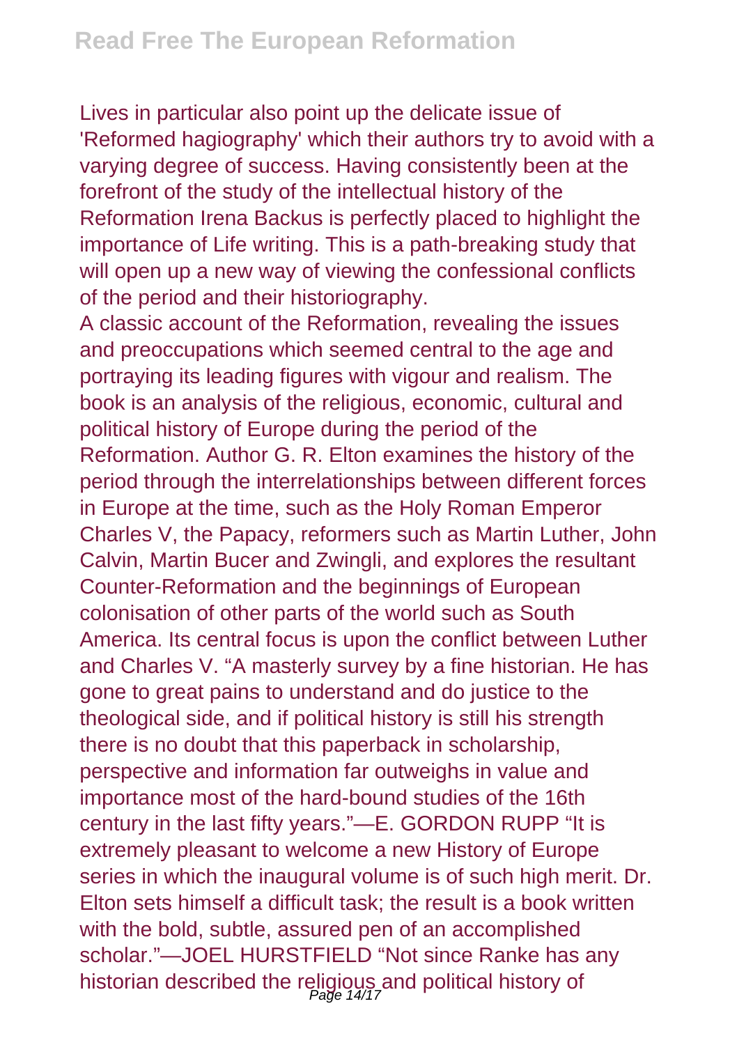Lives in particular also point up the delicate issue of 'Reformed hagiography' which their authors try to avoid with a varying degree of success. Having consistently been at the forefront of the study of the intellectual history of the Reformation Irena Backus is perfectly placed to highlight the importance of Life writing. This is a path-breaking study that will open up a new way of viewing the confessional conflicts of the period and their historiography.

A classic account of the Reformation, revealing the issues and preoccupations which seemed central to the age and portraying its leading figures with vigour and realism. The book is an analysis of the religious, economic, cultural and political history of Europe during the period of the Reformation. Author G. R. Elton examines the history of the period through the interrelationships between different forces in Europe at the time, such as the Holy Roman Emperor Charles V, the Papacy, reformers such as Martin Luther, John Calvin, Martin Bucer and Zwingli, and explores the resultant Counter-Reformation and the beginnings of European colonisation of other parts of the world such as South America. Its central focus is upon the conflict between Luther and Charles V. "A masterly survey by a fine historian. He has gone to great pains to understand and do justice to the theological side, and if political history is still his strength there is no doubt that this paperback in scholarship, perspective and information far outweighs in value and importance most of the hard-bound studies of the 16th century in the last fifty years."—E. GORDON RUPP "It is extremely pleasant to welcome a new History of Europe series in which the inaugural volume is of such high merit. Dr. Elton sets himself a difficult task; the result is a book written with the bold, subtle, assured pen of an accomplished scholar."—JOEL HURSTFIELD "Not since Ranke has any historian described the religious and political history of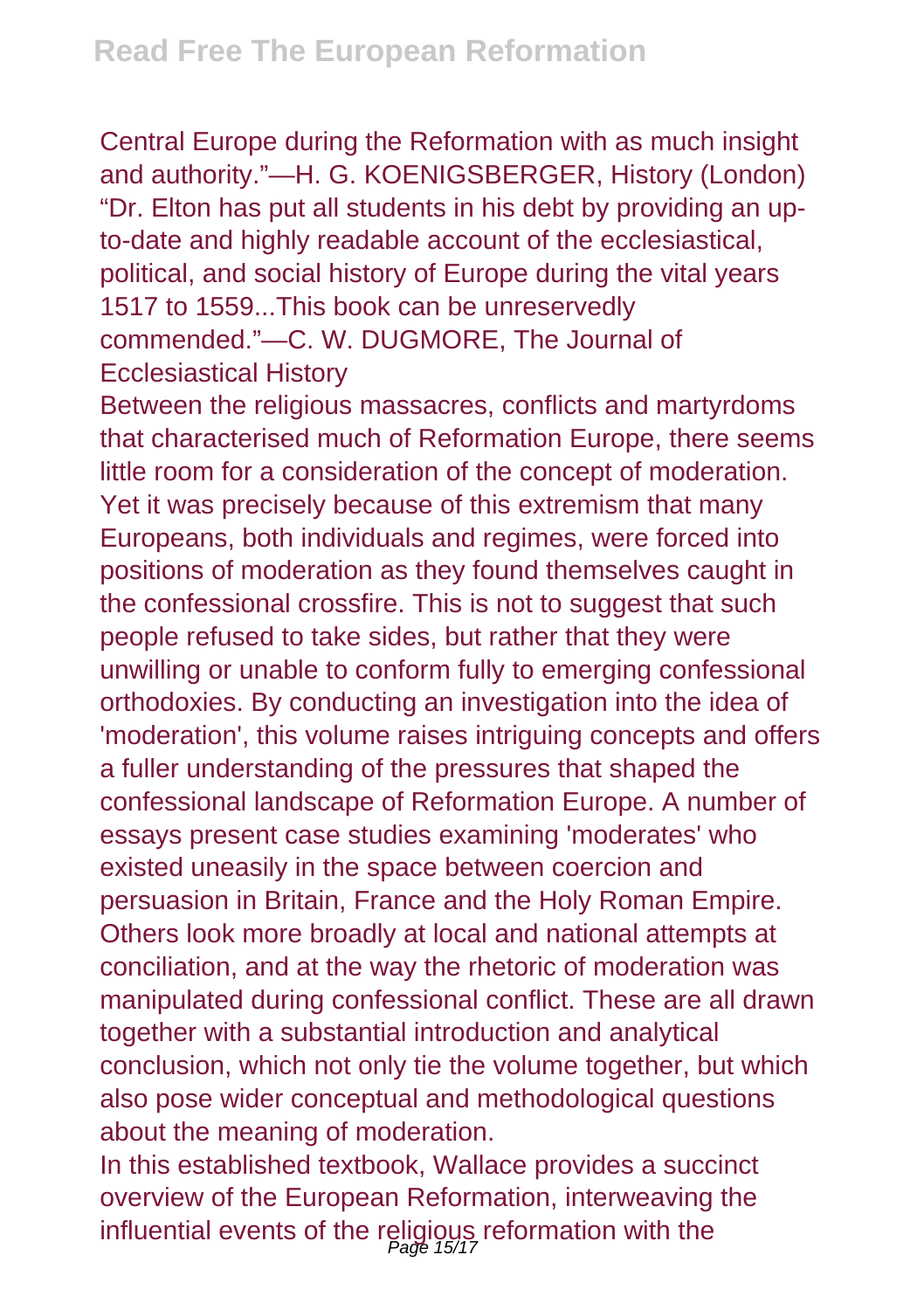Central Europe during the Reformation with as much insight and authority."—H. G. KOENIGSBERGER, History (London) "Dr. Elton has put all students in his debt by providing an up-to-date and highly readable account of the ecclesiastical, political, and social history of Europe during the vital years 1517 to 1559...This book can be unreservedly commended."—C. W. DUGMORE, The Journal of Ecclesiastical History

Between the religious massacres, conflicts and martyrdoms that characterised much of Reformation Europe, there seems little room for a consideration of the concept of moderation. Yet it was precisely because of this extremism that many Europeans, both individuals and regimes, were forced into positions of moderation as they found themselves caught in the confessional crossfire. This is not to suggest that such people refused to take sides, but rather that they were unwilling or unable to conform fully to emerging confessional orthodoxies. By conducting an investigation into the idea of 'moderation', this volume raises intriguing concepts and offers a fuller understanding of the pressures that shaped the confessional landscape of Reformation Europe. A number of essays present case studies examining 'moderates' who existed uneasily in the space between coercion and persuasion in Britain, France and the Holy Roman Empire. Others look more broadly at local and national attempts at conciliation, and at the way the rhetoric of moderation was manipulated during confessional conflict. These are all drawn together with a substantial introduction and analytical conclusion, which not only tie the volume together, but which also pose wider conceptual and methodological questions about the meaning of moderation.

In this established textbook, Wallace provides a succinct overview of the European Reformation, interweaving the influential events of the religious reformation with the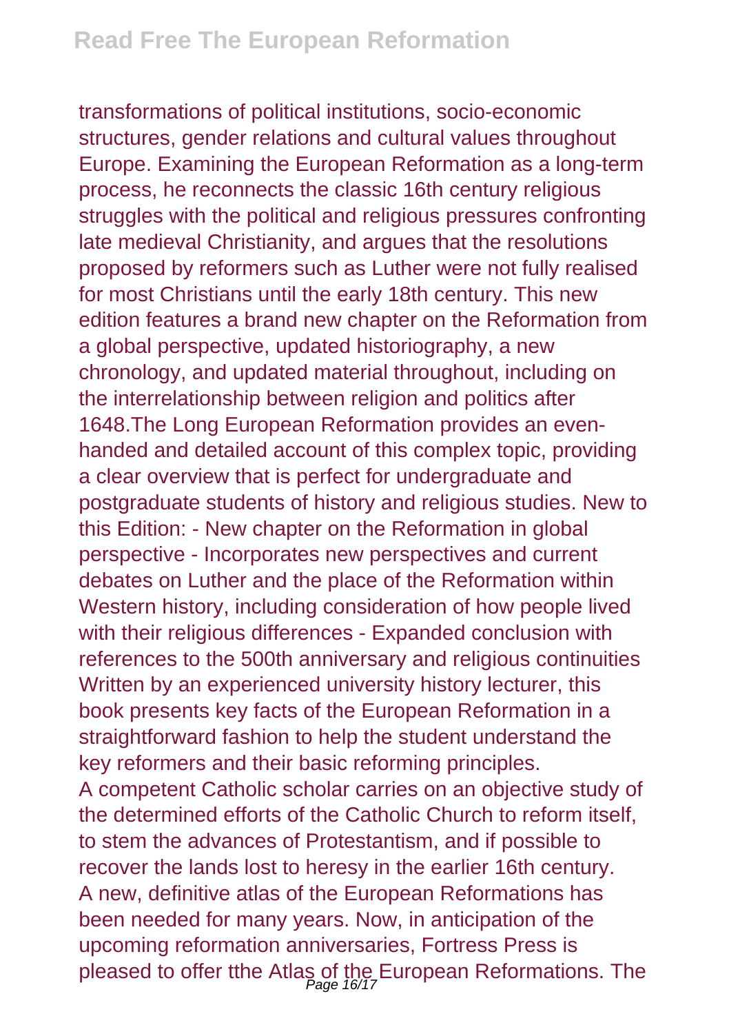transformations of political institutions, socio-economic structures, gender relations and cultural values throughout Europe. Examining the European Reformation as a long-term process, he reconnects the classic 16th century religious struggles with the political and religious pressures confronting late medieval Christianity, and argues that the resolutions proposed by reformers such as Luther were not fully realised for most Christians until the early 18th century. This new edition features a brand new chapter on the Reformation from a global perspective, updated historiography, a new chronology, and updated material throughout, including on the interrelationship between religion and politics after 1648.The Long European Reformation provides an even-handed and detailed account of this complex topic, providing a clear overview that is perfect for undergraduate and postgraduate students of history and religious studies. New to this Edition: - New chapter on the Reformation in global perspective - Incorporates new perspectives and current debates on Luther and the place of the Reformation within Western history, including consideration of how people lived with their religious differences - Expanded conclusion with references to the 500th anniversary and religious continuities

Written by an experienced university history lecturer, this book presents key facts of the European Reformation in a straightforward fashion to help the student understand the key reformers and their basic reforming principles.

A competent Catholic scholar carries on an objective study of the determined efforts of the Catholic Church to reform itself, to stem the advances of Protestantism, and if possible to recover the lands lost to heresy in the earlier 16th century.

A new, definitive atlas of the European Reformations has been needed for many years. Now, in anticipation of the upcoming reformation anniversaries, Fortress Press is pleased to offer tthe Atlas of the European Reformations. The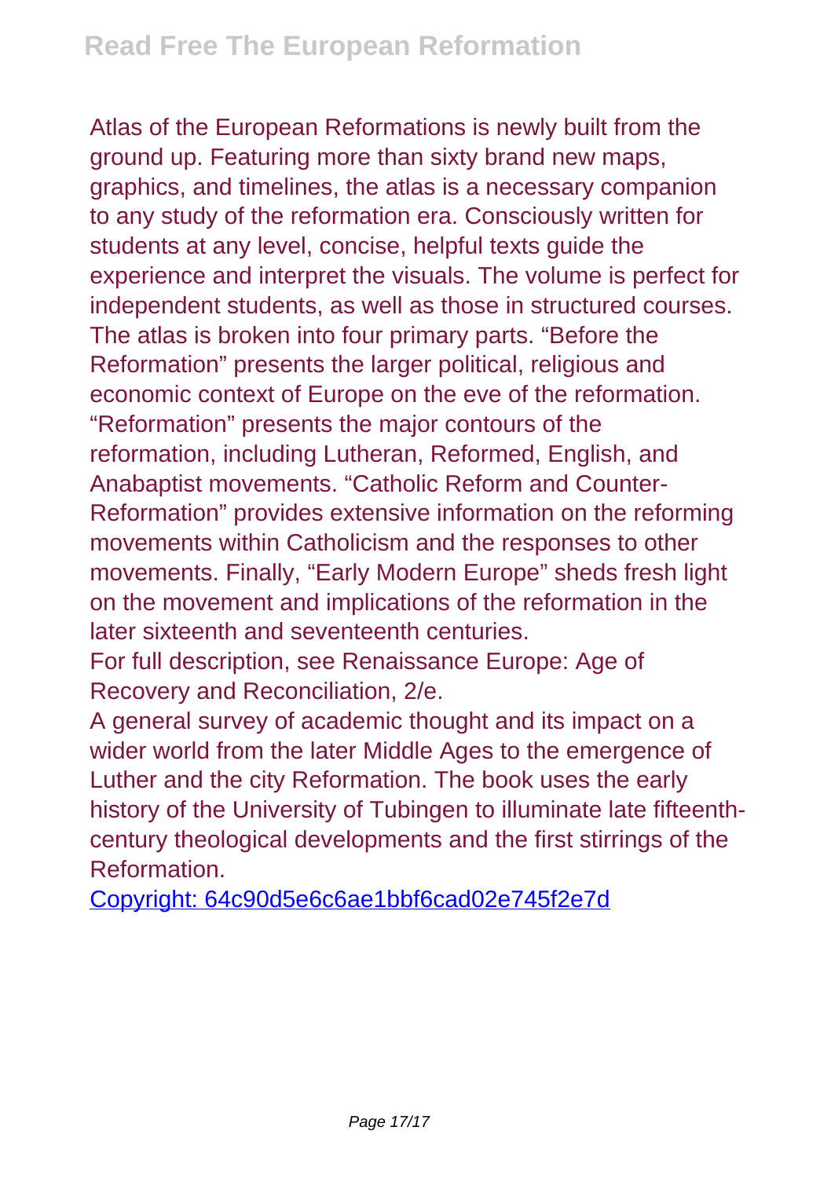Atlas of the European Reformations is newly built from the ground up. Featuring more than sixty brand new maps, graphics, and timelines, the atlas is a necessary companion to any study of the reformation era. Consciously written for students at any level, concise, helpful texts guide the experience and interpret the visuals. The volume is perfect for independent students, as well as those in structured courses. The atlas is broken into four primary parts. “Before the Reformation” presents the larger political, religious and economic context of Europe on the eve of the reformation. “Reformation” presents the major contours of the reformation, including Lutheran, Reformed, English, and Anabaptist movements. “Catholic Reform and Counter-Reformation” provides extensive information on the reforming movements within Catholicism and the responses to other movements. Finally, “Early Modern Europe” sheds fresh light on the movement and implications of the reformation in the later sixteenth and seventeenth centuries.

For full description, see Renaissance Europe: Age of Recovery and Reconciliation, 2/e.

A general survey of academic thought and its impact on a wider world from the later Middle Ages to the emergence of Luther and the city Reformation. The book uses the early history of the University of Tubingen to illuminate late fifteenth-century theological developments and the first stirrings of the Reformation.

Copyright: 64c90d5e6c6ae1bbf6cad02e745f2e7d